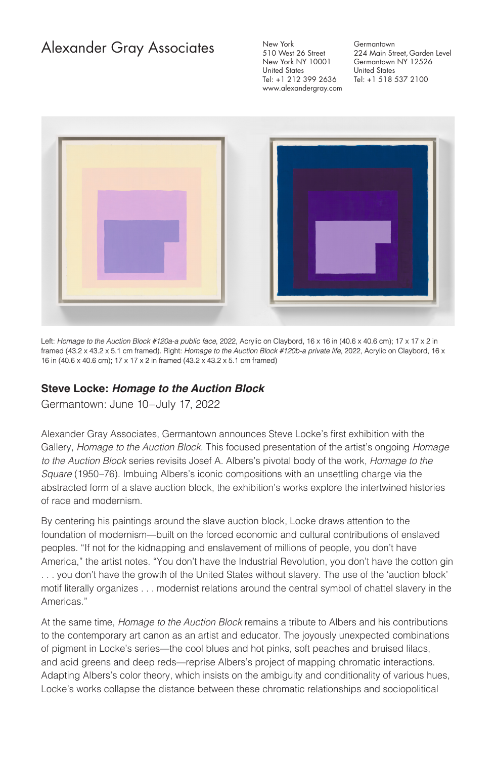# Alexander Gray Associates

New York
510 West 26 Street
New York NY 10001
United States
Tel: +1 212 399 2636
www.alexandergray.com

Germantown
224 Main Street, Garden Level
Germantown NY 12526
United States
Tel: +1 518 537 2100

Left: *Homage to the Auction Block #120a-a public face*, 2022, Acrylic on Claybord, 16 x 16 in (40.6 x 40.6 cm); 17 x 17 x 2 in framed (43.2 x 43.2 x 5.1 cm framed). Right: *Homage to the Auction Block #120b-a private life*, 2022, Acrylic on Claybord, 16 x 16 in (40.6 x 40.6 cm); 17 x 17 x 2 in framed (43.2 x 43.2 x 5.1 cm framed)

## Steve Locke: *Homage to the Auction Block*

Germantown: June 10–July 17, 2022

Alexander Gray Associates, Germantown announces Steve Locke's first exhibition with the Gallery, *Homage to the Auction Block*. This focused presentation of the artist's ongoing *Homage to the Auction Block* series revisits Josef A. Albers's pivotal body of the work, *Homage to the Square* (1950–76). Imbuing Albers's iconic compositions with an unsettling charge via the abstracted form of a slave auction block, the exhibition's works explore the intertwined histories of race and modernism.

By centering his paintings around the slave auction block, Locke draws attention to the foundation of modernism—built on the forced economic and cultural contributions of enslaved peoples. "If not for the kidnapping and enslavement of millions of people, you don't have America," the artist notes. "You don't have the Industrial Revolution, you don't have the cotton gin . . . you don't have the growth of the United States without slavery. The use of the 'auction block' motif literally organizes . . . modernist relations around the central symbol of chattel slavery in the Americas."

At the same time, *Homage to the Auction Block* remains a tribute to Albers and his contributions to the contemporary art canon as an artist and educator. The joyously unexpected combinations of pigment in Locke's series—the cool blues and hot pinks, soft peaches and bruised lilacs, and acid greens and deep reds—reprise Albers's project of mapping chromatic interactions. Adapting Albers's color theory, which insists on the ambiguity and conditionality of various hues, Locke's works collapse the distance between these chromatic relationships and sociopolitical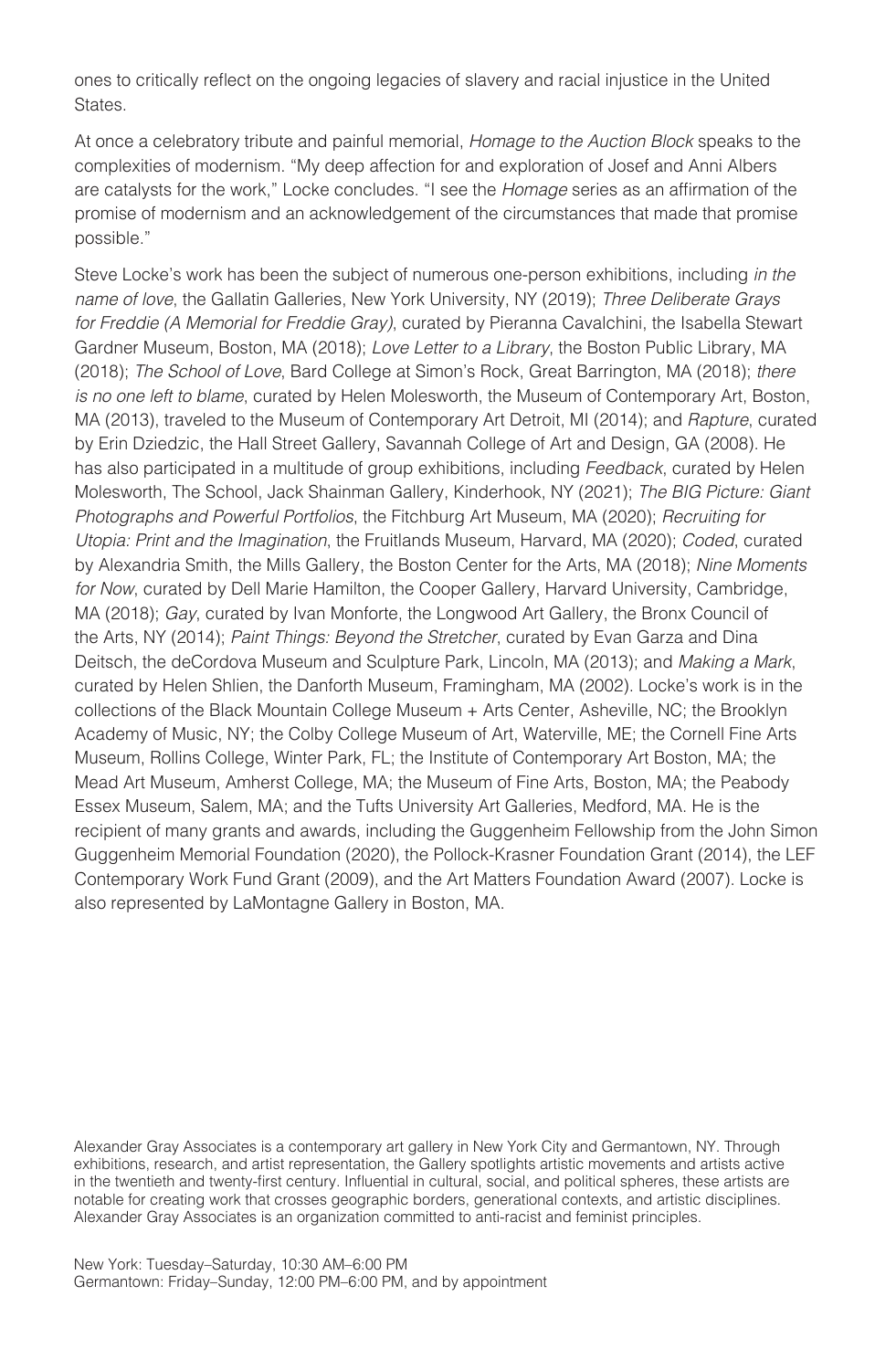ones to critically reflect on the ongoing legacies of slavery and racial injustice in the United States.

At once a celebratory tribute and painful memorial, *Homage to the Auction Block* speaks to the complexities of modernism. "My deep affection for and exploration of Josef and Anni Albers are catalysts for the work," Locke concludes. "I see the *Homage* series as an affirmation of the promise of modernism and an acknowledgement of the circumstances that made that promise possible."

Steve Locke's work has been the subject of numerous one-person exhibitions, including *in the name of love*, the Gallatin Galleries, New York University, NY (2019); *Three Deliberate Grays for Freddie (A Memorial for Freddie Gray)*, curated by Pieranna Cavalchini, the Isabella Stewart Gardner Museum, Boston, MA (2018); *Love Letter to a Library*, the Boston Public Library, MA (2018); *The School of Love*, Bard College at Simon's Rock, Great Barrington, MA (2018); *there is no one left to blame*, curated by Helen Molesworth, the Museum of Contemporary Art, Boston, MA (2013), traveled to the Museum of Contemporary Art Detroit, MI (2014); and *Rapture*, curated by Erin Dziedzic, the Hall Street Gallery, Savannah College of Art and Design, GA (2008). He has also participated in a multitude of group exhibitions, including *Feedback*, curated by Helen Molesworth, The School, Jack Shainman Gallery, Kinderhook, NY (2021); *The BIG Picture: Giant Photographs and Powerful Portfolios*, the Fitchburg Art Museum, MA (2020); *Recruiting for Utopia: Print and the Imagination*, the Fruitlands Museum, Harvard, MA (2020); *Coded*, curated by Alexandria Smith, the Mills Gallery, the Boston Center for the Arts, MA (2018); *Nine Moments for Now*, curated by Dell Marie Hamilton, the Cooper Gallery, Harvard University, Cambridge, MA (2018); *Gay*, curated by Ivan Monforte, the Longwood Art Gallery, the Bronx Council of the Arts, NY (2014); *Paint Things: Beyond the Stretcher*, curated by Evan Garza and Dina Deitsch, the deCordova Museum and Sculpture Park, Lincoln, MA (2013); and *Making a Mark*, curated by Helen Shlien, the Danforth Museum, Framingham, MA (2002). Locke's work is in the collections of the Black Mountain College Museum + Arts Center, Asheville, NC; the Brooklyn Academy of Music, NY; the Colby College Museum of Art, Waterville, ME; the Cornell Fine Arts Museum, Rollins College, Winter Park, FL; the Institute of Contemporary Art Boston, MA; the Mead Art Museum, Amherst College, MA; the Museum of Fine Arts, Boston, MA; the Peabody Essex Museum, Salem, MA; and the Tufts University Art Galleries, Medford, MA. He is the recipient of many grants and awards, including the Guggenheim Fellowship from the John Simon Guggenheim Memorial Foundation (2020), the Pollock-Krasner Foundation Grant (2014), the LEF Contemporary Work Fund Grant (2009), and the Art Matters Foundation Award (2007). Locke is also represented by LaMontagne Gallery in Boston, MA.

Alexander Gray Associates is a contemporary art gallery in New York City and Germantown, NY. Through exhibitions, research, and artist representation, the Gallery spotlights artistic movements and artists active in the twentieth and twenty-first century. Influential in cultural, social, and political spheres, these artists are notable for creating work that crosses geographic borders, generational contexts, and artistic disciplines. Alexander Gray Associates is an organization committed to anti-racist and feminist principles.

New York: Tuesday–Saturday, 10:30 AM–6:00 PM
Germantown: Friday–Sunday, 12:00 PM–6:00 PM, and by appointment